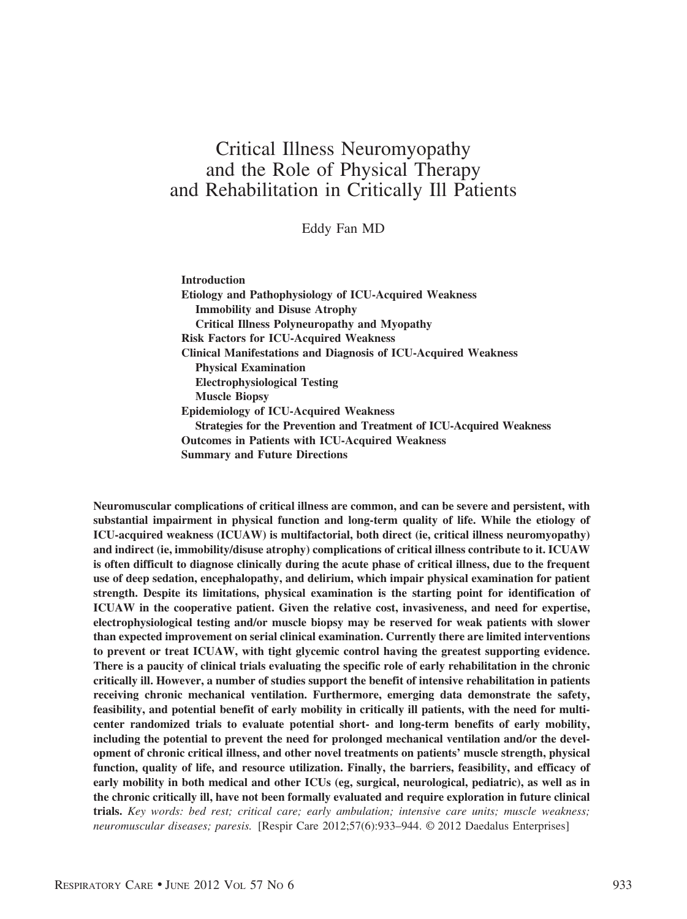# Critical Illness Neuromyopathy and the Role of Physical Therapy and Rehabilitation in Critically Ill Patients

Eddy Fan MD

**Introduction**
**Etiology and Pathophysiology of ICU-Acquired Weakness**
  **Immobility and Disuse Atrophy**
  **Critical Illness Polyneuropathy and Myopathy**
**Risk Factors for ICU-Acquired Weakness**
**Clinical Manifestations and Diagnosis of ICU-Acquired Weakness**
  **Physical Examination**
  **Electrophysiological Testing**
  **Muscle Biopsy**
**Epidemiology of ICU-Acquired Weakness**
  **Strategies for the Prevention and Treatment of ICU-Acquired Weakness**
**Outcomes in Patients with ICU-Acquired Weakness**
**Summary and Future Directions**

**Neuromuscular complications of critical illness are common, and can be severe and persistent, with substantial impairment in physical function and long-term quality of life. While the etiology of ICU-acquired weakness (ICUAW) is multifactorial, both direct (ie, critical illness neuromyopathy) and indirect (ie, immobility/disuse atrophy) complications of critical illness contribute to it. ICUAW is often difficult to diagnose clinically during the acute phase of critical illness, due to the frequent use of deep sedation, encephalopathy, and delirium, which impair physical examination for patient strength. Despite its limitations, physical examination is the starting point for identification of ICUAW in the cooperative patient. Given the relative cost, invasiveness, and need for expertise, electrophysiological testing and/or muscle biopsy may be reserved for weak patients with slower than expected improvement on serial clinical examination. Currently there are limited interventions to prevent or treat ICUAW, with tight glycemic control having the greatest supporting evidence. There is a paucity of clinical trials evaluating the specific role of early rehabilitation in the chronic critically ill. However, a number of studies support the benefit of intensive rehabilitation in patients receiving chronic mechanical ventilation. Furthermore, emerging data demonstrate the safety, feasibility, and potential benefit of early mobility in critically ill patients, with the need for multicenter randomized trials to evaluate potential short- and long-term benefits of early mobility, including the potential to prevent the need for prolonged mechanical ventilation and/or the development of chronic critical illness, and other novel treatments on patients' muscle strength, physical function, quality of life, and resource utilization. Finally, the barriers, feasibility, and efficacy of early mobility in both medical and other ICUs (eg, surgical, neurological, pediatric), as well as in the chronic critically ill, have not been formally evaluated and require exploration in future clinical trials.** *Key words: bed rest; critical care; early ambulation; intensive care units; muscle weakness; neuromuscular diseases; paresis.* [Respir Care 2012;57(6):933–944. © 2012 Daedalus Enterprises]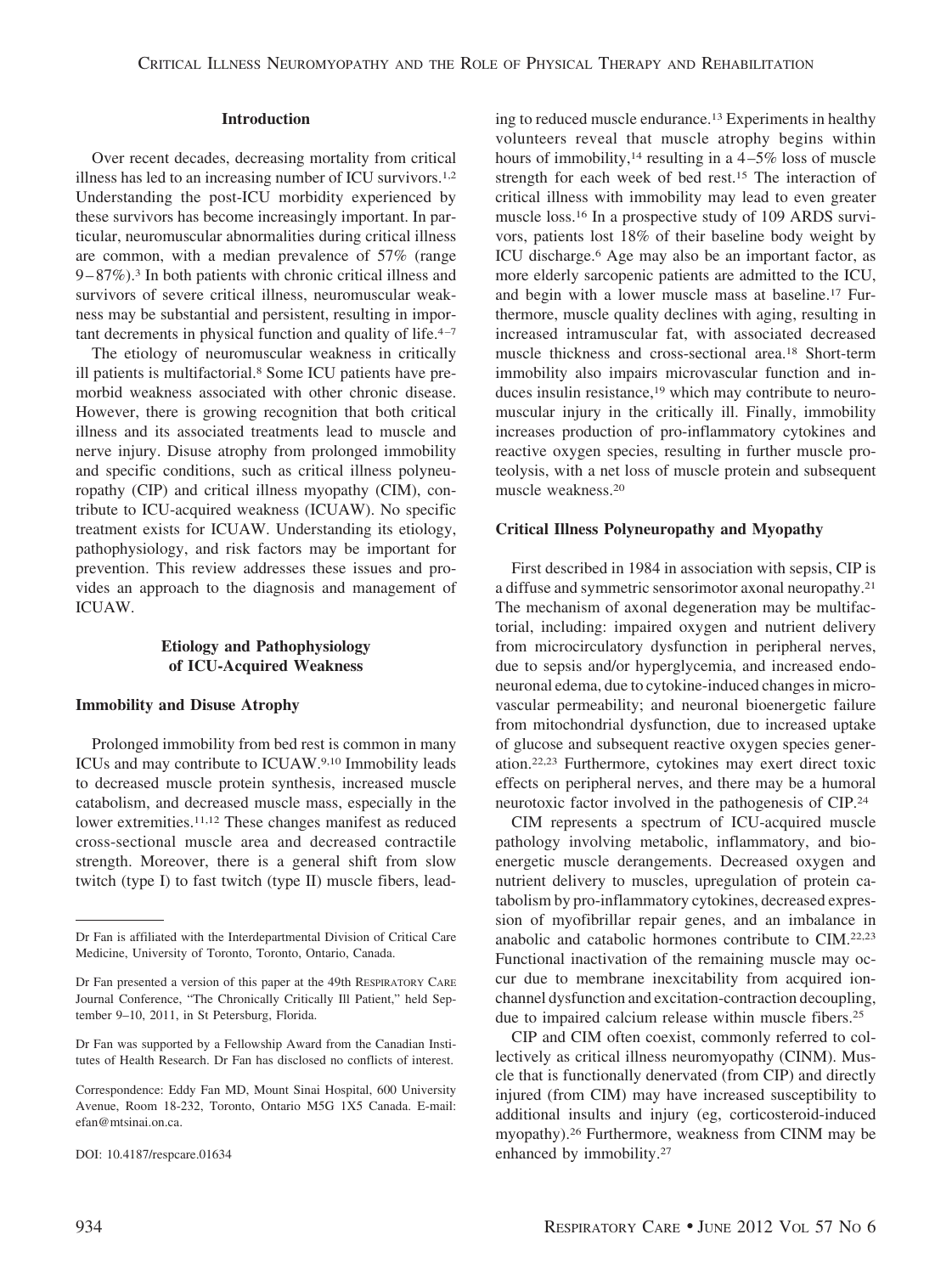## Introduction

Over recent decades, decreasing mortality from critical illness has led to an increasing number of ICU survivors.[1,2] Understanding the post-ICU morbidity experienced by these survivors has become increasingly important. In particular, neuromuscular abnormalities during critical illness are common, with a median prevalence of 57% (range 9–87%).[3] In both patients with chronic critical illness and survivors of severe critical illness, neuromuscular weakness may be substantial and persistent, resulting in important decrements in physical function and quality of life.[4–7]

The etiology of neuromuscular weakness in critically ill patients is multifactorial.[8] Some ICU patients have premorbid weakness associated with other chronic disease. However, there is growing recognition that both critical illness and its associated treatments lead to muscle and nerve injury. Disuse atrophy from prolonged immobility and specific conditions, such as critical illness polyneuropathy (CIP) and critical illness myopathy (CIM), contribute to ICU-acquired weakness (ICUAW). No specific treatment exists for ICUAW. Understanding its etiology, pathophysiology, and risk factors may be important for prevention. This review addresses these issues and provides an approach to the diagnosis and management of ICUAW.

## Etiology and Pathophysiology of ICU-Acquired Weakness

### Immobility and Disuse Atrophy

Prolonged immobility from bed rest is common in many ICUs and may contribute to ICUAW.[9,10] Immobility leads to decreased muscle protein synthesis, increased muscle catabolism, and decreased muscle mass, especially in the lower extremities.[11,12] These changes manifest as reduced cross-sectional muscle area and decreased contractile strength. Moreover, there is a general shift from slow twitch (type I) to fast twitch (type II) muscle fibers, leading to reduced muscle endurance.[13] Experiments in healthy volunteers reveal that muscle atrophy begins within hours of immobility,[14] resulting in a 4–5% loss of muscle strength for each week of bed rest.[15] The interaction of critical illness with immobility may lead to even greater muscle loss.[16] In a prospective study of 109 ARDS survivors, patients lost 18% of their baseline body weight by ICU discharge.[6] Age may also be an important factor, as more elderly sarcopenic patients are admitted to the ICU, and begin with a lower muscle mass at baseline.[17] Furthermore, muscle quality declines with aging, resulting in increased intramuscular fat, with associated decreased muscle thickness and cross-sectional area.[18] Short-term immobility also impairs microvascular function and induces insulin resistance,[19] which may contribute to neuromuscular injury in the critically ill. Finally, immobility increases production of pro-inflammatory cytokines and reactive oxygen species, resulting in further muscle proteolysis, with a net loss of muscle protein and subsequent muscle weakness.[20]

### Critical Illness Polyneuropathy and Myopathy

First described in 1984 in association with sepsis, CIP is a diffuse and symmetric sensorimotor axonal neuropathy.[21] The mechanism of axonal degeneration may be multifactorial, including: impaired oxygen and nutrient delivery from microcirculatory dysfunction in peripheral nerves, due to sepsis and/or hyperglycemia, and increased endoneuronal edema, due to cytokine-induced changes in microvascular permeability; and neuronal bioenergetic failure from mitochondrial dysfunction, due to increased uptake of glucose and subsequent reactive oxygen species generation.[22,23] Furthermore, cytokines may exert direct toxic effects on peripheral nerves, and there may be a humoral neurotoxic factor involved in the pathogenesis of CIP.[24]

CIM represents a spectrum of ICU-acquired muscle pathology involving metabolic, inflammatory, and bioenergetic muscle derangements. Decreased oxygen and nutrient delivery to muscles, upregulation of protein catabolism by pro-inflammatory cytokines, decreased expression of myofibrillar repair genes, and an imbalance in anabolic and catabolic hormones contribute to CIM.[22,23] Functional inactivation of the remaining muscle may occur due to membrane inexcitability from acquired ion-channel dysfunction and excitation-contraction decoupling, due to impaired calcium release within muscle fibers.[25]

CIP and CIM often coexist, commonly referred to collectively as critical illness neuromyopathy (CINM). Muscle that is functionally denervated (from CIP) and directly injured (from CIM) may have increased susceptibility to additional insults and injury (eg, corticosteroid-induced myopathy).[26] Furthermore, weakness from CINM may be enhanced by immobility.[27]

---

Dr Fan is affiliated with the Interdepartmental Division of Critical Care Medicine, University of Toronto, Toronto, Ontario, Canada.

Dr Fan presented a version of this paper at the 49th RESPIRATORY CARE Journal Conference, "The Chronically Critically Ill Patient," held September 9–10, 2011, in St Petersburg, Florida.

Dr Fan was supported by a Fellowship Award from the Canadian Institutes of Health Research. Dr Fan has disclosed no conflicts of interest.

Correspondence: Eddy Fan MD, Mount Sinai Hospital, 600 University Avenue, Room 18-232, Toronto, Ontario M5G 1X5 Canada. E-mail: efan@mtsinai.on.ca.

DOI: 10.4187/respcare.01634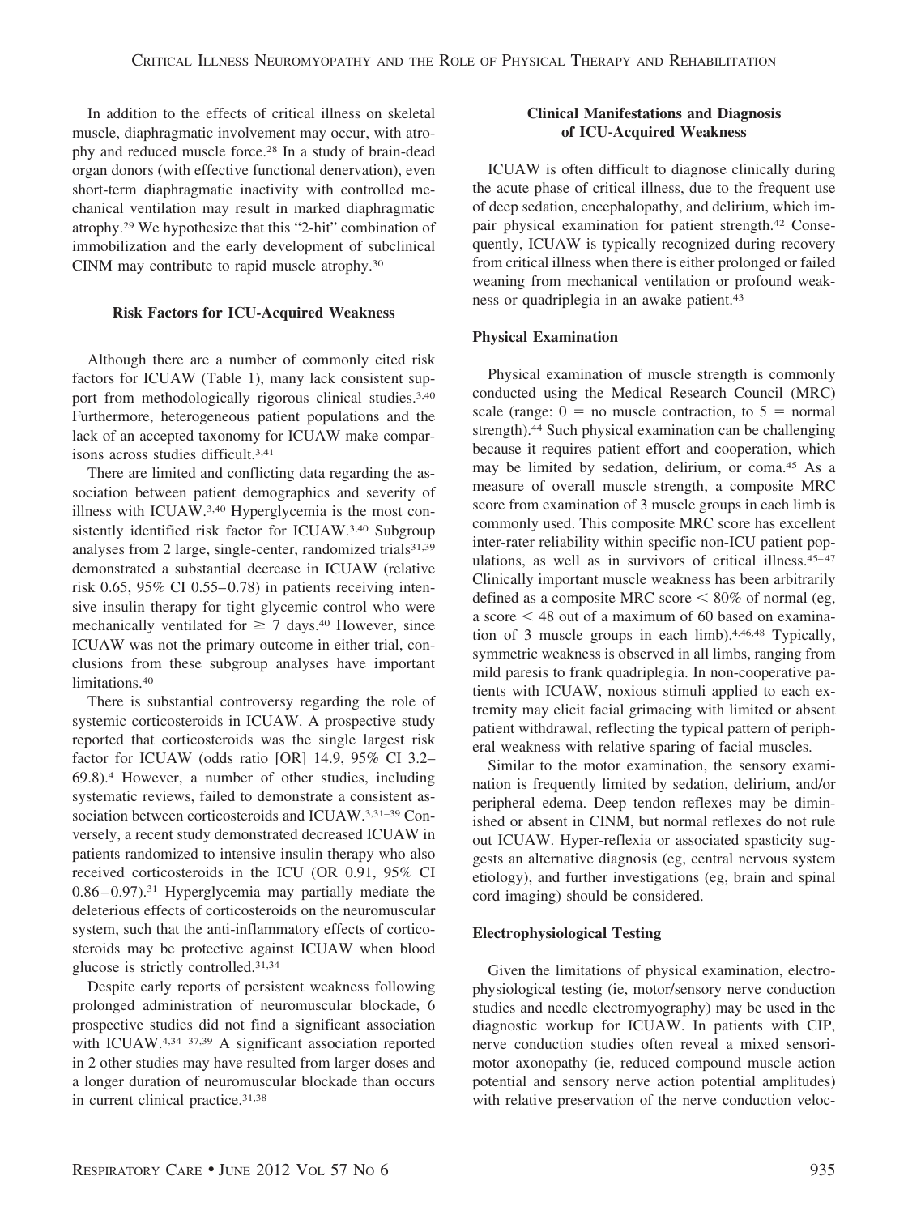In addition to the effects of critical illness on skeletal muscle, diaphragmatic involvement may occur, with atrophy and reduced muscle force.[28] In a study of brain-dead organ donors (with effective functional denervation), even short-term diaphragmatic inactivity with controlled mechanical ventilation may result in marked diaphragmatic atrophy.[29] We hypothesize that this "2-hit" combination of immobilization and the early development of subclinical CINM may contribute to rapid muscle atrophy.[30]

### Risk Factors for ICU-Acquired Weakness

Although there are a number of commonly cited risk factors for ICUAW (Table 1), many lack consistent support from methodologically rigorous clinical studies.[3,40] Furthermore, heterogeneous patient populations and the lack of an accepted taxonomy for ICUAW make comparisons across studies difficult.[3,41]

There are limited and conflicting data regarding the association between patient demographics and severity of illness with ICUAW.[3,40] Hyperglycemia is the most consistently identified risk factor for ICUAW.[3,40] Subgroup analyses from 2 large, single-center, randomized trials[31,39] demonstrated a substantial decrease in ICUAW (relative risk 0.65, 95% CI 0.55–0.78) in patients receiving intensive insulin therapy for tight glycemic control who were mechanically ventilated for $\geq$ 7 days.[40] However, since ICUAW was not the primary outcome in either trial, conclusions from these subgroup analyses have important limitations.[40]

There is substantial controversy regarding the role of systemic corticosteroids in ICUAW. A prospective study reported that corticosteroids was the single largest risk factor for ICUAW (odds ratio [OR] 14.9, 95% CI 3.2–69.8).[4] However, a number of other studies, including systematic reviews, failed to demonstrate a consistent association between corticosteroids and ICUAW.[3,31–39] Conversely, a recent study demonstrated decreased ICUAW in patients randomized to intensive insulin therapy who also received corticosteroids in the ICU (OR 0.91, 95% CI 0.86–0.97).[31] Hyperglycemia may partially mediate the deleterious effects of corticosteroids on the neuromuscular system, such that the anti-inflammatory effects of corticosteroids may be protective against ICUAW when blood glucose is strictly controlled.[31,34]

Despite early reports of persistent weakness following prolonged administration of neuromuscular blockade, 6 prospective studies did not find a significant association with ICUAW.[4,34–37,39] A significant association reported in 2 other studies may have resulted from larger doses and a longer duration of neuromuscular blockade than occurs in current clinical practice.[31,38]

### Clinical Manifestations and Diagnosis of ICU-Acquired Weakness

ICUAW is often difficult to diagnose clinically during the acute phase of critical illness, due to the frequent use of deep sedation, encephalopathy, and delirium, which impair physical examination for patient strength.[42] Consequently, ICUAW is typically recognized during recovery from critical illness when there is either prolonged or failed weaning from mechanical ventilation or profound weakness or quadriplegia in an awake patient.[43]

#### Physical Examination

Physical examination of muscle strength is commonly conducted using the Medical Research Council (MRC) scale (range: 0 = no muscle contraction, to 5 = normal strength).[44] Such physical examination can be challenging because it requires patient effort and cooperation, which may be limited by sedation, delirium, or coma.[45] As a measure of overall muscle strength, a composite MRC score from examination of 3 muscle groups in each limb is commonly used. This composite MRC score has excellent inter-rater reliability within specific non-ICU patient populations, as well as in survivors of critical illness.[45–47] Clinically important muscle weakness has been arbitrarily defined as a composite MRC score < 80% of normal (eg, a score < 48 out of a maximum of 60 based on examination of 3 muscle groups in each limb).[4,46,48] Typically, symmetric weakness is observed in all limbs, ranging from mild paresis to frank quadriplegia. In non-cooperative patients with ICUAW, noxious stimuli applied to each extremity may elicit facial grimacing with limited or absent patient withdrawal, reflecting the typical pattern of peripheral weakness with relative sparing of facial muscles.

Similar to the motor examination, the sensory examination is frequently limited by sedation, delirium, and/or peripheral edema. Deep tendon reflexes may be diminished or absent in CINM, but normal reflexes do not rule out ICUAW. Hyper-reflexia or associated spasticity suggests an alternative diagnosis (eg, central nervous system etiology), and further investigations (eg, brain and spinal cord imaging) should be considered.

#### Electrophysiological Testing

Given the limitations of physical examination, electrophysiological testing (ie, motor/sensory nerve conduction studies and needle electromyography) may be used in the diagnostic workup for ICUAW. In patients with CIP, nerve conduction studies often reveal a mixed sensorimotor axonopathy (ie, reduced compound muscle action potential and sensory nerve action potential amplitudes) with relative preservation of the nerve conduction veloc-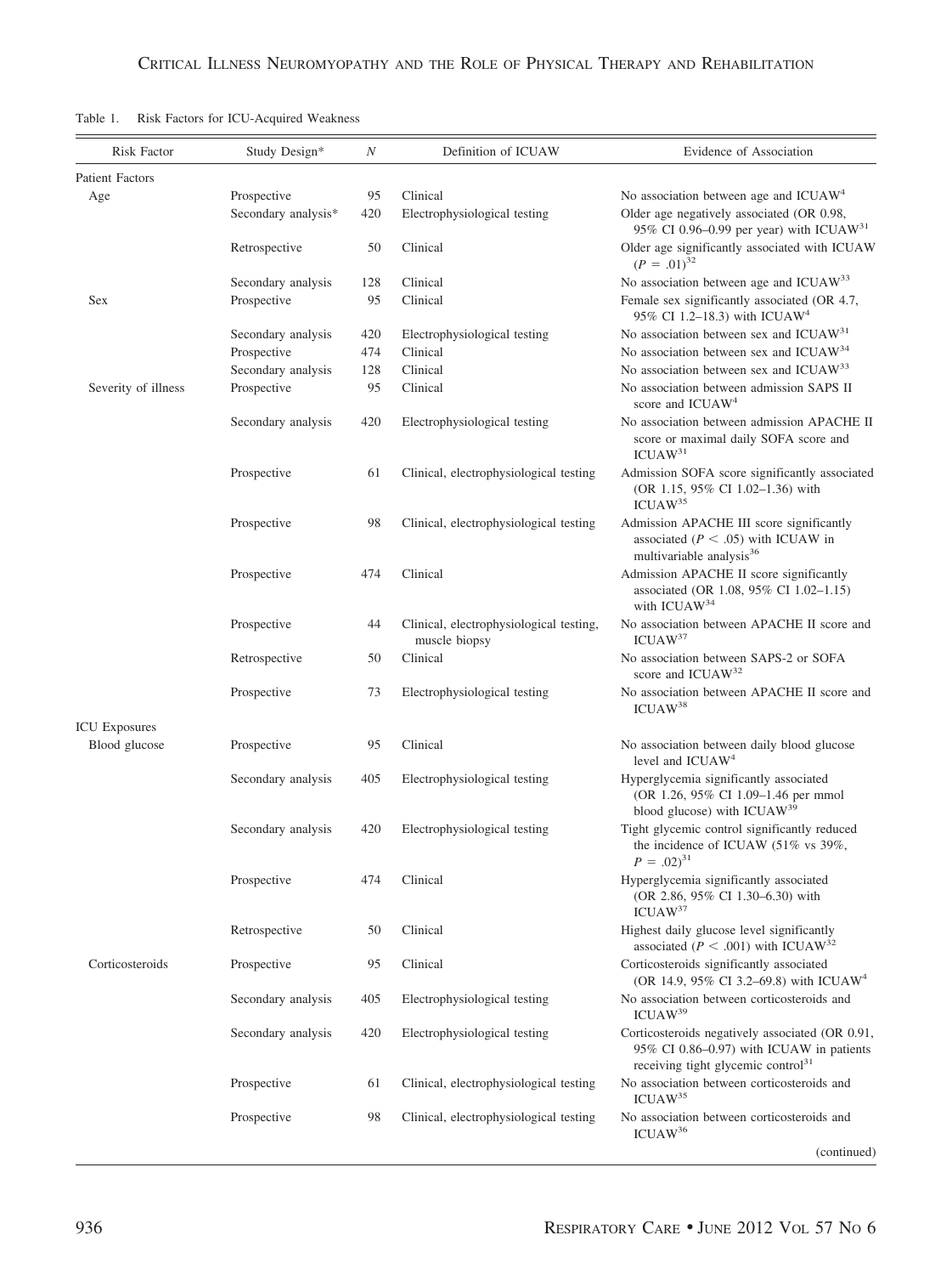Table 1. Risk Factors for ICU-Acquired Weakness

| Risk Factor | Study Design* | $N$ | Definition of ICUAW | Evidence of Association |
|---|---|---|---|---|
| Patient Factors | | | | |
| Age | Prospective | 95 | Clinical | No association between age and ICUAW[4] |
| | Secondary analysis* | 420 | Electrophysiological testing | Older age negatively associated (OR 0.98, 95% CI 0.96–0.99 per year) with ICUAW[31] |
| | Retrospective | 50 | Clinical | Older age significantly associated with ICUAW ($P = .01$)[32] |
| | Secondary analysis | 128 | Clinical | No association between age and ICUAW[33] |
| Sex | Prospective | 95 | Clinical | Female sex significantly associated (OR 4.7, 95% CI 1.2–18.3) with ICUAW[4] |
| | Secondary analysis | 420 | Electrophysiological testing | No association between sex and ICUAW[31] |
| | Prospective | 474 | Clinical | No association between sex and ICUAW[34] |
| | Secondary analysis | 128 | Clinical | No association between sex and ICUAW[33] |
| Severity of illness | Prospective | 95 | Clinical | No association between admission SAPS II score and ICUAW[4] |
| | Secondary analysis | 420 | Electrophysiological testing | No association between admission APACHE II score or maximal daily SOFA score and ICUAW[31] |
| | Prospective | 61 | Clinical, electrophysiological testing | Admission SOFA score significantly associated (OR 1.15, 95% CI 1.02–1.36) with ICUAW[35] |
| | Prospective | 98 | Clinical, electrophysiological testing | Admission APACHE III score significantly associated ($P < .05$) with ICUAW in multivariable analysis[36] |
| | Prospective | 474 | Clinical | Admission APACHE II score significantly associated (OR 1.08, 95% CI 1.02–1.15) with ICUAW[34] |
| | Prospective | 44 | Clinical, electrophysiological testing, muscle biopsy | No association between APACHE II score and ICUAW[37] |
| | Retrospective | 50 | Clinical | No association between SAPS-2 or SOFA score and ICUAW[32] |
| | Prospective | 73 | Electrophysiological testing | No association between APACHE II score and ICUAW[38] |
| ICU Exposures | | | | |
| Blood glucose | Prospective | 95 | Clinical | No association between daily blood glucose level and ICUAW[4] |
| | Secondary analysis | 405 | Electrophysiological testing | Hyperglycemia significantly associated (OR 1.26, 95% CI 1.09–1.46 per mmol blood glucose) with ICUAW[39] |
| | Secondary analysis | 420 | Electrophysiological testing | Tight glycemic control significantly reduced the incidence of ICUAW (51% vs 39%, $P = .02$)[31] |
| | Prospective | 474 | Clinical | Hyperglycemia significantly associated (OR 2.86, 95% CI 1.30–6.30) with ICUAW[37] |
| | Retrospective | 50 | Clinical | Highest daily glucose level significantly associated ($P < .001$) with ICUAW[32] |
| Corticosteroids | Prospective | 95 | Clinical | Corticosteroids significantly associated (OR 14.9, 95% CI 3.2–69.8) with ICUAW[4] |
| | Secondary analysis | 405 | Electrophysiological testing | No association between corticosteroids and ICUAW[39] |
| | Secondary analysis | 420 | Electrophysiological testing | Corticosteroids negatively associated (OR 0.91, 95% CI 0.86–0.97) with ICUAW in patients receiving tight glycemic control[31] |
| | Prospective | 61 | Clinical, electrophysiological testing | No association between corticosteroids and ICUAW[35] |
| | Prospective | 98 | Clinical, electrophysiological testing | No association between corticosteroids and ICUAW[36] |

(continued)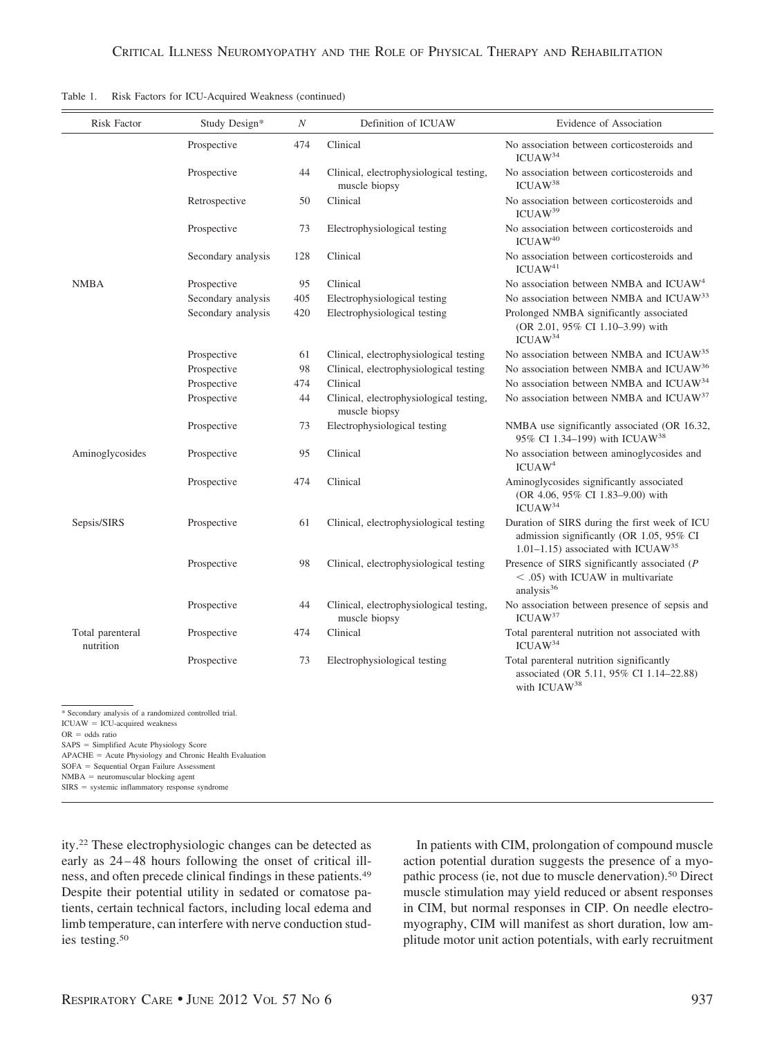Table 1. Risk Factors for ICU-Acquired Weakness (continued)

| Risk Factor | Study Design* | $N$ | Definition of ICUAW | Evidence of Association |
|---|---|---|---|---|
| | Prospective | 474 | Clinical | No association between corticosteroids and ICUAW[34] |
| | Prospective | 44 | Clinical, electrophysiological testing, muscle biopsy | No association between corticosteroids and ICUAW[38] |
| | Retrospective | 50 | Clinical | No association between corticosteroids and ICUAW[39] |
| | Prospective | 73 | Electrophysiological testing | No association between corticosteroids and ICUAW[40] |
| | Secondary analysis | 128 | Clinical | No association between corticosteroids and ICUAW[41] |
| NMBA | Prospective | 95 | Clinical | No association between NMBA and ICUAW[4] |
| | Secondary analysis | 405 | Electrophysiological testing | No association between NMBA and ICUAW[33] |
| | Secondary analysis | 420 | Electrophysiological testing | Prolonged NMBA significantly associated (OR 2.01, 95% CI 1.10–3.99) with ICUAW[34] |
| | Prospective | 61 | Clinical, electrophysiological testing | No association between NMBA and ICUAW[35] |
| | Prospective | 98 | Clinical, electrophysiological testing | No association between NMBA and ICUAW[36] |
| | Prospective | 474 | Clinical | No association between NMBA and ICUAW[34] |
| | Prospective | 44 | Clinical, electrophysiological testing, muscle biopsy | No association between NMBA and ICUAW[37] |
| | Prospective | 73 | Electrophysiological testing | NMBA use significantly associated (OR 16.32, 95% CI 1.34–199) with ICUAW[38] |
| Aminoglycosides | Prospective | 95 | Clinical | No association between aminoglycosides and ICUAW[4] |
| | Prospective | 474 | Clinical | Aminoglycosides significantly associated (OR 4.06, 95% CI 1.83–9.00) with ICUAW[34] |
| Sepsis/SIRS | Prospective | 61 | Clinical, electrophysiological testing | Duration of SIRS during the first week of ICU admission significantly (OR 1.05, 95% CI 1.01–1.15) associated with ICUAW[35] |
| | Prospective | 98 | Clinical, electrophysiological testing | Presence of SIRS significantly associated ($P < .05$) with ICUAW in multivariate analysis[36] |
| | Prospective | 44 | Clinical, electrophysiological testing, muscle biopsy | No association between presence of sepsis and ICUAW[37] |
| Total parenteral nutrition | Prospective | 474 | Clinical | Total parenteral nutrition not associated with ICUAW[34] |
| | Prospective | 73 | Electrophysiological testing | Total parenteral nutrition significantly associated (OR 5.11, 95% CI 1.14–22.88) with ICUAW[38] |

\* Secondary analysis of a randomized controlled trial.
ICUAW = ICU-acquired weakness
OR = odds ratio
SAPS = Simplified Acute Physiology Score
APACHE = Acute Physiology and Chronic Health Evaluation
SOFA = Sequential Organ Failure Assessment
NMBA = neuromuscular blocking agent
SIRS = systemic inflammatory response syndrome

ity.[22] These electrophysiologic changes can be detected as early as 24–48 hours following the onset of critical illness, and often precede clinical findings in these patients.[49] Despite their potential utility in sedated or comatose patients, certain technical factors, including local edema and limb temperature, can interfere with nerve conduction studies testing.[50]

In patients with CIM, prolongation of compound muscle action potential duration suggests the presence of a myopathic process (ie, not due to muscle denervation).[50] Direct muscle stimulation may yield reduced or absent responses in CIM, but normal responses in CIP. On needle electromyography, CIM will manifest as short duration, low amplitude motor unit action potentials, with early recruitment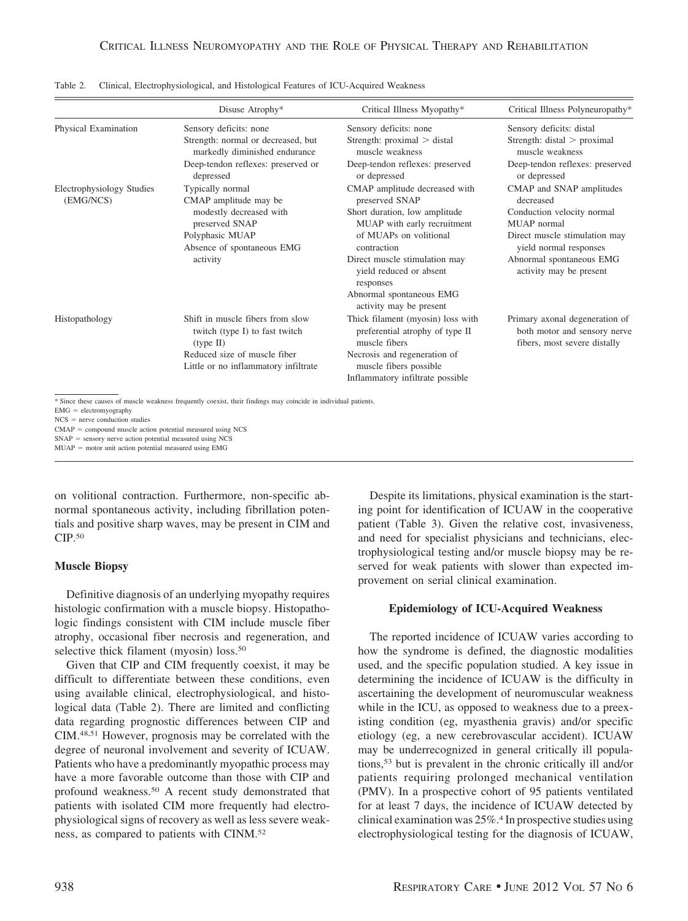Table 2. Clinical, Electrophysiological, and Histological Features of ICU-Acquired Weakness

| | Disuse Atrophy* | Critical Illness Myopathy* | Critical Illness Polyneuropathy* |
|---|---|---|---|
| Physical Examination | Sensory deficits: none<br>Strength: normal or decreased, but markedly diminished endurance<br>Deep-tendon reflexes: preserved or depressed | Sensory deficits: none<br>Strength: proximal > distal muscle weakness<br>Deep-tendon reflexes: preserved or depressed | Sensory deficits: distal<br>Strength: distal > proximal muscle weakness<br>Deep-tendon reflexes: preserved or depressed |
| Electrophysiology Studies (EMG/NCS) | Typically normal<br>CMAP amplitude may be modestly decreased with preserved SNAP<br>Polyphasic MUAP<br>Absence of spontaneous EMG activity | CMAP amplitude decreased with preserved SNAP<br>Short duration, low amplitude MUAP with early recruitment of MUAPs on volitional contraction<br>Direct muscle stimulation may yield reduced or absent responses<br>Abnormal spontaneous EMG activity may be present | CMAP and SNAP amplitudes decreased<br>Conduction velocity normal<br>MUAP normal<br>Direct muscle stimulation may yield normal responses<br>Abnormal spontaneous EMG activity may be present |
| Histopathology | Shift in muscle fibers from slow twitch (type I) to fast twitch (type II)<br>Reduced size of muscle fiber<br>Little or no inflammatory infiltrate | Thick filament (myosin) loss with preferential atrophy of type II muscle fibers<br>Necrosis and regeneration of muscle fibers possible<br>Inflammatory infiltrate possible | Primary axonal degeneration of both motor and sensory nerve fibers, most severe distally |

\* Since these causes of muscle weakness frequently coexist, their findings may coincide in individual patients.
EMG = electromyography
NCS = nerve conduction studies
CMAP = compound muscle action potential measured using NCS
SNAP = sensory nerve action potential measured using NCS
MUAP = motor unit action potential measured using EMG

on volitional contraction. Furthermore, non-specific abnormal spontaneous activity, including fibrillation potentials and positive sharp waves, may be present in CIM and CIP.[50]

### Muscle Biopsy

Definitive diagnosis of an underlying myopathy requires histologic confirmation with a muscle biopsy. Histopathologic findings consistent with CIM include muscle fiber atrophy, occasional fiber necrosis and regeneration, and selective thick filament (myosin) loss.[50]

Given that CIP and CIM frequently coexist, it may be difficult to differentiate between these conditions, even using available clinical, electrophysiological, and histological data (Table 2). There are limited and conflicting data regarding prognostic differences between CIP and CIM.[48,51] However, prognosis may be correlated with the degree of neuronal involvement and severity of ICUAW. Patients who have a predominantly myopathic process may have a more favorable outcome than those with CIP and profound weakness.[50] A recent study demonstrated that patients with isolated CIM more frequently had electrophysiological signs of recovery as well as less severe weakness, as compared to patients with CINM.[52]

Despite its limitations, physical examination is the starting point for identification of ICUAW in the cooperative patient (Table 3). Given the relative cost, invasiveness, and need for specialist physicians and technicians, electrophysiological testing and/or muscle biopsy may be reserved for weak patients with slower than expected improvement on serial clinical examination.

## Epidemiology of ICU-Acquired Weakness

The reported incidence of ICUAW varies according to how the syndrome is defined, the diagnostic modalities used, and the specific population studied. A key issue in determining the incidence of ICUAW is the difficulty in ascertaining the development of neuromuscular weakness while in the ICU, as opposed to weakness due to a preexisting condition (eg, myasthenia gravis) and/or specific etiology (eg, a new cerebrovascular accident). ICUAW may be underrecognized in general critically ill populations,[53] but is prevalent in the chronic critically ill and/or patients requiring prolonged mechanical ventilation (PMV). In a prospective cohort of 95 patients ventilated for at least 7 days, the incidence of ICUAW detected by clinical examination was 25%.[4] In prospective studies using electrophysiological testing for the diagnosis of ICUAW,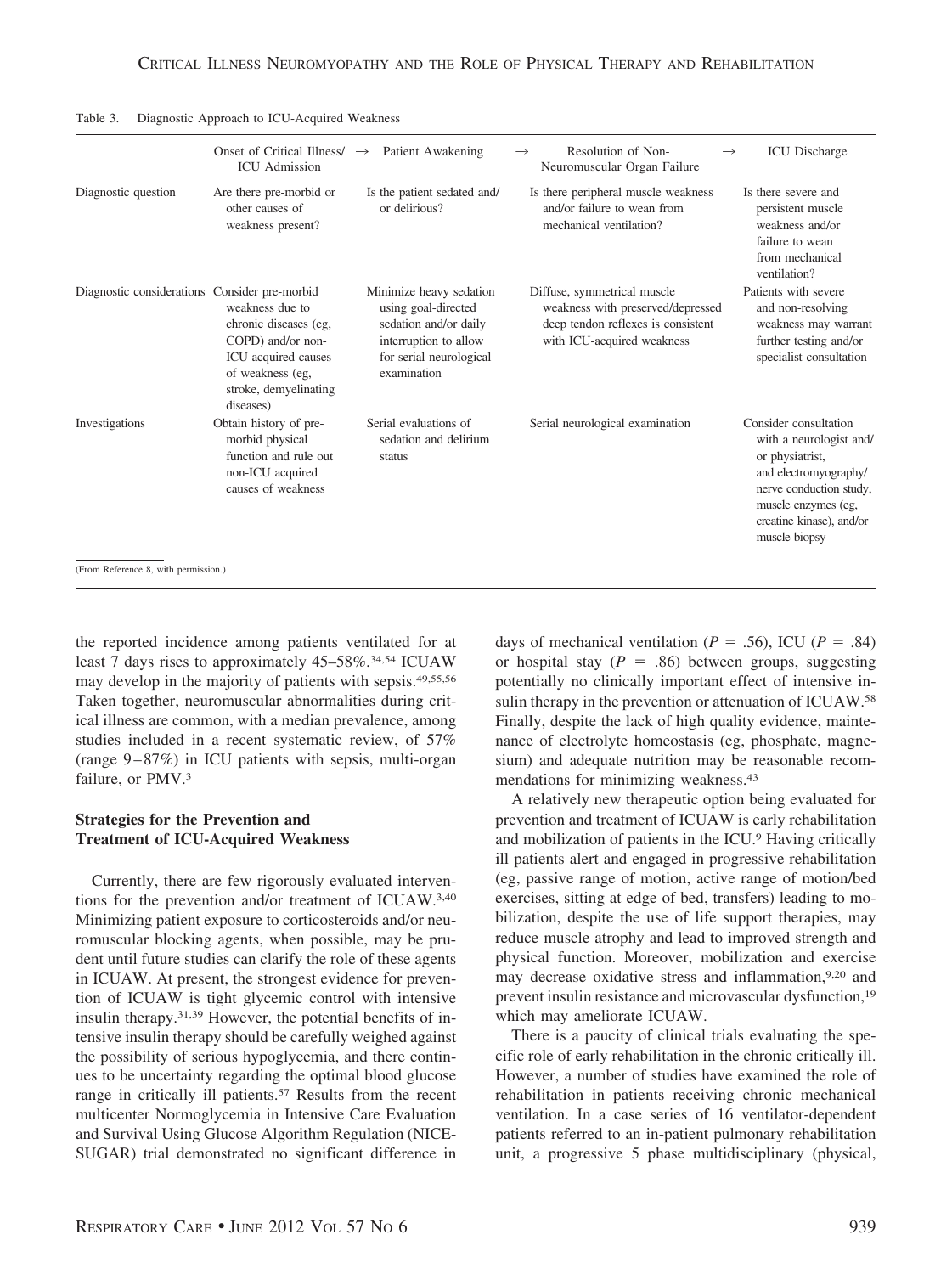Table 3. Diagnostic Approach to ICU-Acquired Weakness

| | Onset of Critical Illness/ICU Admission → | Patient Awakening → | Resolution of Non-Neuromuscular Organ Failure → | ICU Discharge |
|---|---|---|---|---|
| Diagnostic question | Are there pre-morbid or other causes of weakness present? | Is the patient sedated and/or delirious? | Is there peripheral muscle weakness and/or failure to wean from mechanical ventilation? | Is there severe and persistent muscle weakness and/or failure to wean from mechanical ventilation? |
| Diagnostic considerations | Consider pre-morbid weakness due to chronic diseases (eg, COPD) and/or non-ICU acquired causes of weakness (eg, stroke, demyelinating diseases) | Minimize heavy sedation using goal-directed sedation and/or daily interruption to allow for serial neurological examination | Diffuse, symmetrical muscle weakness with preserved/depressed deep tendon reflexes is consistent with ICU-acquired weakness | Patients with severe and non-resolving weakness may warrant further testing and/or specialist consultation |
| Investigations | Obtain history of pre-morbid physical function and rule out non-ICU acquired causes of weakness | Serial evaluations of sedation and delirium status | Serial neurological examination | Consider consultation with a neurologist and/or physiatrist, and electromyography/nerve conduction study, muscle enzymes (eg, creatine kinase), and/or muscle biopsy |

(From Reference 8, with permission.)

the reported incidence among patients ventilated for at least 7 days rises to approximately 45–58%.[34,54] ICUAW may develop in the majority of patients with sepsis.[49,55,56] Taken together, neuromuscular abnormalities during critical illness are common, with a median prevalence, among studies included in a recent systematic review, of 57% (range 9–87%) in ICU patients with sepsis, multi-organ failure, or PMV.[3]

## Strategies for the Prevention and Treatment of ICU-Acquired Weakness

Currently, there are few rigorously evaluated interventions for the prevention and/or treatment of ICUAW.[3,40] Minimizing patient exposure to corticosteroids and/or neuromuscular blocking agents, when possible, may be prudent until future studies can clarify the role of these agents in ICUAW. At present, the strongest evidence for prevention of ICUAW is tight glycemic control with intensive insulin therapy.[31,39] However, the potential benefits of intensive insulin therapy should be carefully weighed against the possibility of serious hypoglycemia, and there continues to be uncertainty regarding the optimal blood glucose range in critically ill patients.[57] Results from the recent multicenter Normoglycemia in Intensive Care Evaluation and Survival Using Glucose Algorithm Regulation (NICE-SUGAR) trial demonstrated no significant difference in days of mechanical ventilation ($P = .56$), ICU ($P = .84$) or hospital stay ($P = .86$) between groups, suggesting potentially no clinically important effect of intensive insulin therapy in the prevention or attenuation of ICUAW.[58] Finally, despite the lack of high quality evidence, maintenance of electrolyte homeostasis (eg, phosphate, magnesium) and adequate nutrition may be reasonable recommendations for minimizing weakness.[43]

A relatively new therapeutic option being evaluated for prevention and treatment of ICUAW is early rehabilitation and mobilization of patients in the ICU.[9] Having critically ill patients alert and engaged in progressive rehabilitation (eg, passive range of motion, active range of motion/bed exercises, sitting at edge of bed, transfers) leading to mobilization, despite the use of life support therapies, may reduce muscle atrophy and lead to improved strength and physical function. Moreover, mobilization and exercise may decrease oxidative stress and inflammation,[9,20] and prevent insulin resistance and microvascular dysfunction,[19] which may ameliorate ICUAW.

There is a paucity of clinical trials evaluating the specific role of early rehabilitation in the chronic critically ill. However, a number of studies have examined the role of rehabilitation in patients receiving chronic mechanical ventilation. In a case series of 16 ventilator-dependent patients referred to an in-patient pulmonary rehabilitation unit, a progressive 5 phase multidisciplinary (physical,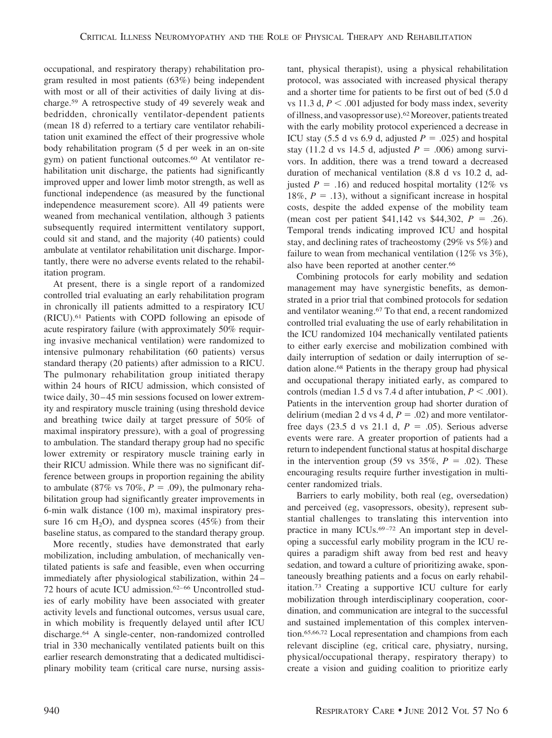occupational, and respiratory therapy) rehabilitation program resulted in most patients (63%) being independent with most or all of their activities of daily living at discharge.[59] A retrospective study of 49 severely weak and bedridden, chronically ventilator-dependent patients (mean 18 d) referred to a tertiary care ventilator rehabilitation unit examined the effect of their progressive whole body rehabilitation program (5 d per week in an on-site gym) on patient functional outcomes.[60] At ventilator rehabilitation unit discharge, the patients had significantly improved upper and lower limb motor strength, as well as functional independence (as measured by the functional independence measurement score). All 49 patients were weaned from mechanical ventilation, although 3 patients subsequently required intermittent ventilatory support, could sit and stand, and the majority (40 patients) could ambulate at ventilator rehabilitation unit discharge. Importantly, there were no adverse events related to the rehabilitation program.

At present, there is a single report of a randomized controlled trial evaluating an early rehabilitation program in chronically ill patients admitted to a respiratory ICU (RICU).[61] Patients with COPD following an episode of acute respiratory failure (with approximately 50% requiring invasive mechanical ventilation) were randomized to intensive pulmonary rehabilitation (60 patients) versus standard therapy (20 patients) after admission to a RICU. The pulmonary rehabilitation group initiated therapy within 24 hours of RICU admission, which consisted of twice daily, 30–45 min sessions focused on lower extremity and respiratory muscle training (using threshold device and breathing twice daily at target pressure of 50% of maximal inspiratory pressure), with a goal of progressing to ambulation. The standard therapy group had no specific lower extremity or respiratory muscle training early in their RICU admission. While there was no significant difference between groups in proportion regaining the ability to ambulate (87% vs 70%, $P = .09$), the pulmonary rehabilitation group had significantly greater improvements in 6-min walk distance (100 m), maximal inspiratory pressure 16 cm $H_2O$), and dyspnea scores (45%) from their baseline status, as compared to the standard therapy group.

More recently, studies have demonstrated that early mobilization, including ambulation, of mechanically ventilated patients is safe and feasible, even when occurring immediately after physiological stabilization, within 24–72 hours of acute ICU admission.[62–66] Uncontrolled studies of early mobility have been associated with greater activity levels and functional outcomes, versus usual care, in which mobility is frequently delayed until after ICU discharge.[64] A single-center, non-randomized controlled trial in 330 mechanically ventilated patients built on this earlier research demonstrating that a dedicated multidisciplinary mobility team (critical care nurse, nursing assistant, physical therapist), using a physical rehabilitation protocol, was associated with increased physical therapy and a shorter time for patients to be first out of bed (5.0 d vs 11.3 d, $P < .001$ adjusted for body mass index, severity of illness, and vasopressor use).[62] Moreover, patients treated with the early mobility protocol experienced a decrease in ICU stay (5.5 d vs 6.9 d, adjusted $P = .025$) and hospital stay (11.2 d vs 14.5 d, adjusted $P = .006$) among survivors. In addition, there was a trend toward a decreased duration of mechanical ventilation (8.8 d vs 10.2 d, adjusted $P = .16$) and reduced hospital mortality (12% vs 18%, $P = .13$), without a significant increase in hospital costs, despite the added expense of the mobility team (mean cost per patient $41,142 vs $44,302, $P = .26$). Temporal trends indicating improved ICU and hospital stay, and declining rates of tracheostomy (29% vs 5%) and failure to wean from mechanical ventilation (12% vs 3%), also have been reported at another center.[66]

Combining protocols for early mobility and sedation management may have synergistic benefits, as demonstrated in a prior trial that combined protocols for sedation and ventilator weaning.[67] To that end, a recent randomized controlled trial evaluating the use of early rehabilitation in the ICU randomized 104 mechanically ventilated patients to either early exercise and mobilization combined with daily interruption of sedation or daily interruption of sedation alone.[68] Patients in the therapy group had physical and occupational therapy initiated early, as compared to controls (median 1.5 d vs 7.4 d after intubation, $P < .001$). Patients in the intervention group had shorter duration of delirium (median 2 d vs 4 d, $P = .02$) and more ventilator-free days (23.5 d vs 21.1 d, $P = .05$). Serious adverse events were rare. A greater proportion of patients had a return to independent functional status at hospital discharge in the intervention group (59 vs 35%, $P = .02$). These encouraging results require further investigation in multicenter randomized trials.

Barriers to early mobility, both real (eg, oversedation) and perceived (eg, vasopressors, obesity), represent substantial challenges to translating this intervention into practice in many ICUs.[69–72] An important step in developing a successful early mobility program in the ICU requires a paradigm shift away from bed rest and heavy sedation, and toward a culture of prioritizing awake, spontaneously breathing patients and a focus on early rehabilitation.[73] Creating a supportive ICU culture for early mobilization through interdisciplinary cooperation, coordination, and communication are integral to the successful and sustained implementation of this complex intervention.[65,66,72] Local representation and champions from each relevant discipline (eg, critical care, physiatry, nursing, physical/occupational therapy, respiratory therapy) to create a vision and guiding coalition to prioritize early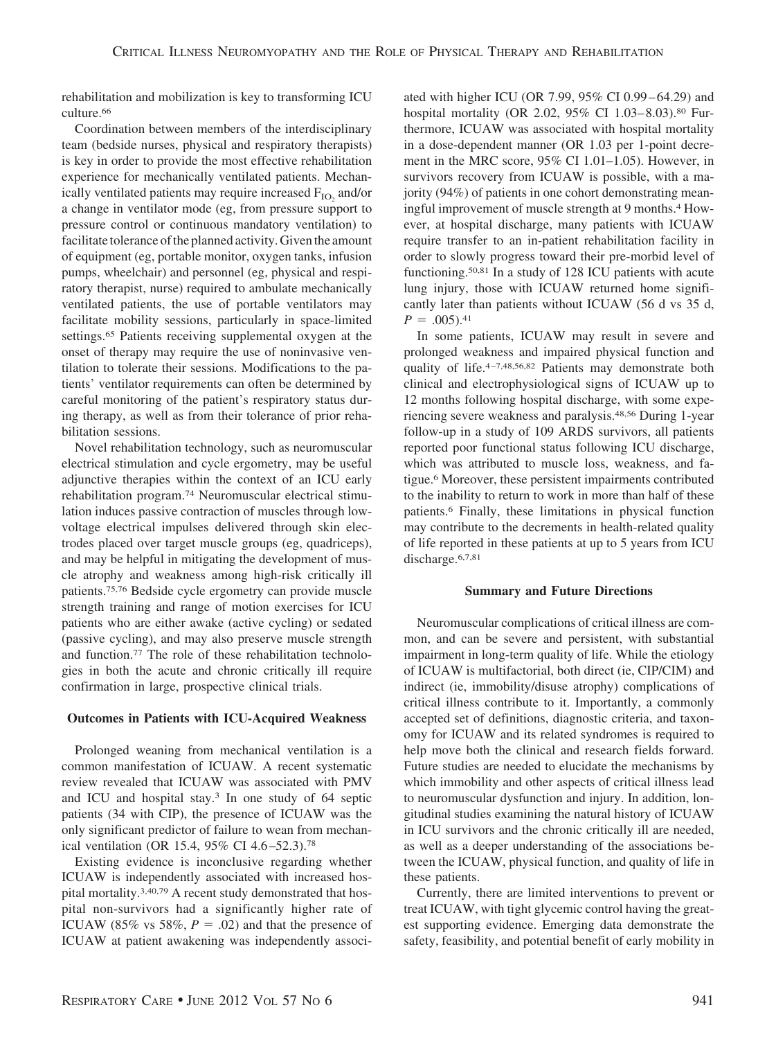rehabilitation and mobilization is key to transforming ICU culture.[66]

Coordination between members of the interdisciplinary team (bedside nurses, physical and respiratory therapists) is key in order to provide the most effective rehabilitation experience for mechanically ventilated patients. Mechanically ventilated patients may require increased $F_{IO_2}$ and/or a change in ventilator mode (eg, from pressure support to pressure control or continuous mandatory ventilation) to facilitate tolerance of the planned activity. Given the amount of equipment (eg, portable monitor, oxygen tanks, infusion pumps, wheelchair) and personnel (eg, physical and respiratory therapist, nurse) required to ambulate mechanically ventilated patients, the use of portable ventilators may facilitate mobility sessions, particularly in space-limited settings.[65] Patients receiving supplemental oxygen at the onset of therapy may require the use of noninvasive ventilation to tolerate their sessions. Modifications to the patients' ventilator requirements can often be determined by careful monitoring of the patient's respiratory status during therapy, as well as from their tolerance of prior rehabilitation sessions.

Novel rehabilitation technology, such as neuromuscular electrical stimulation and cycle ergometry, may be useful adjunctive therapies within the context of an ICU early rehabilitation program.[74] Neuromuscular electrical stimulation induces passive contraction of muscles through low-voltage electrical impulses delivered through skin electrodes placed over target muscle groups (eg, quadriceps), and may be helpful in mitigating the development of muscle atrophy and weakness among high-risk critically ill patients.[75,76] Bedside cycle ergometry can provide muscle strength training and range of motion exercises for ICU patients who are either awake (active cycling) or sedated (passive cycling), and may also preserve muscle strength and function.[77] The role of these rehabilitation technologies in both the acute and chronic critically ill require confirmation in large, prospective clinical trials.

## Outcomes in Patients with ICU-Acquired Weakness

Prolonged weaning from mechanical ventilation is a common manifestation of ICUAW. A recent systematic review revealed that ICUAW was associated with PMV and ICU and hospital stay.[3] In one study of 64 septic patients (34 with CIP), the presence of ICUAW was the only significant predictor of failure to wean from mechanical ventilation (OR 15.4, 95% CI 4.6–52.3).[78]

Existing evidence is inconclusive regarding whether ICUAW is independently associated with increased hospital mortality.[3,40,79] A recent study demonstrated that hospital non-survivors had a significantly higher rate of ICUAW (85% vs 58%, $P = .02$) and that the presence of ICUAW at patient awakening was independently associated with higher ICU (OR 7.99, 95% CI 0.99–64.29) and hospital mortality (OR 2.02, 95% CI 1.03–8.03).[80] Furthermore, ICUAW was associated with hospital mortality in a dose-dependent manner (OR 1.03 per 1-point decrement in the MRC score, 95% CI 1.01–1.05). However, in survivors recovery from ICUAW is possible, with a majority (94%) of patients in one cohort demonstrating meaningful improvement of muscle strength at 9 months.[4] However, at hospital discharge, many patients with ICUAW require transfer to an in-patient rehabilitation facility in order to slowly progress toward their pre-morbid level of functioning.[50,81] In a study of 128 ICU patients with acute lung injury, those with ICUAW returned home significantly later than patients without ICUAW (56 d vs 35 d, $P = .005$).[41]

In some patients, ICUAW may result in severe and prolonged weakness and impaired physical function and quality of life.[4–7,48,56,82] Patients may demonstrate both clinical and electrophysiological signs of ICUAW up to 12 months following hospital discharge, with some experiencing severe weakness and paralysis.[48,56] During 1-year follow-up in a study of 109 ARDS survivors, all patients reported poor functional status following ICU discharge, which was attributed to muscle loss, weakness, and fatigue.[6] Moreover, these persistent impairments contributed to the inability to return to work in more than half of these patients.[6] Finally, these limitations in physical function may contribute to the decrements in health-related quality of life reported in these patients at up to 5 years from ICU discharge.[6,7,81]

## Summary and Future Directions

Neuromuscular complications of critical illness are common, and can be severe and persistent, with substantial impairment in long-term quality of life. While the etiology of ICUAW is multifactorial, both direct (ie, CIP/CIM) and indirect (ie, immobility/disuse atrophy) complications of critical illness contribute to it. Importantly, a commonly accepted set of definitions, diagnostic criteria, and taxonomy for ICUAW and its related syndromes is required to help move both the clinical and research fields forward. Future studies are needed to elucidate the mechanisms by which immobility and other aspects of critical illness lead to neuromuscular dysfunction and injury. In addition, longitudinal studies examining the natural history of ICUAW in ICU survivors and the chronic critically ill are needed, as well as a deeper understanding of the associations between the ICUAW, physical function, and quality of life in these patients.

Currently, there are limited interventions to prevent or treat ICUAW, with tight glycemic control having the greatest supporting evidence. Emerging data demonstrate the safety, feasibility, and potential benefit of early mobility in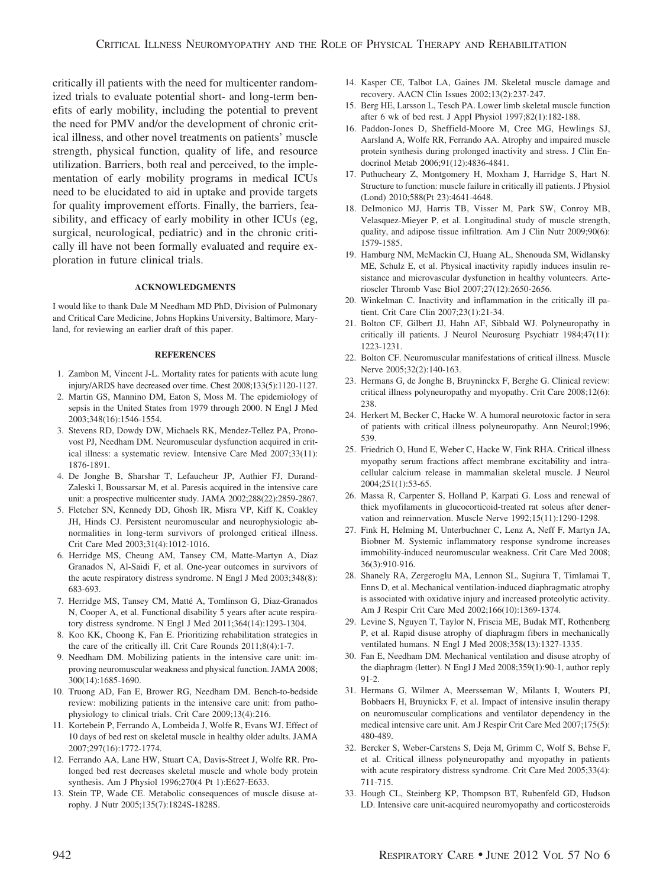critically ill patients with the need for multicenter randomized trials to evaluate potential short- and long-term benefits of early mobility, including the potential to prevent the need for PMV and/or the development of chronic critical illness, and other novel treatments on patients' muscle strength, physical function, quality of life, and resource utilization. Barriers, both real and perceived, to the implementation of early mobility programs in medical ICUs need to be elucidated to aid in uptake and provide targets for quality improvement efforts. Finally, the barriers, feasibility, and efficacy of early mobility in other ICUs (eg, surgical, neurological, pediatric) and in the chronic critically ill have not been formally evaluated and require exploration in future clinical trials.

### ACKNOWLEDGMENTS

I would like to thank Dale M Needham MD PhD, Division of Pulmonary and Critical Care Medicine, Johns Hopkins University, Baltimore, Maryland, for reviewing an earlier draft of this paper.

### REFERENCES

1. Zambon M, Vincent J-L. Mortality rates for patients with acute lung injury/ARDS have decreased over time. Chest 2008;133(5):1120-1127.
2. Martin GS, Mannino DM, Eaton S, Moss M. The epidemiology of sepsis in the United States from 1979 through 2000. N Engl J Med 2003;348(16):1546-1554.
3. Stevens RD, Dowdy DW, Michaels RK, Mendez-Tellez PA, Pronovost PJ, Needham DM. Neuromuscular dysfunction acquired in critical illness: a systematic review. Intensive Care Med 2007;33(11): 1876-1891.
4. De Jonghe B, Sharshar T, Lefaucheur JP, Authier FJ, Durand-Zaleski I, Boussarsar M, et al. Paresis acquired in the intensive care unit: a prospective multicenter study. JAMA 2002;288(22):2859-2867.
5. Fletcher SN, Kennedy DD, Ghosh IR, Misra VP, Kiff K, Coakley JH, Hinds CJ. Persistent neuromuscular and neurophysiologic abnormalities in long-term survivors of prolonged critical illness. Crit Care Med 2003;31(4):1012-1016.
6. Herridge MS, Cheung AM, Tansey CM, Matte-Martyn A, Diaz Granados N, Al-Saidi F, et al. One-year outcomes in survivors of the acute respiratory distress syndrome. N Engl J Med 2003;348(8): 683-693.
7. Herridge MS, Tansey CM, Matté A, Tomlinson G, Diaz-Granados N, Cooper A, et al. Functional disability 5 years after acute respiratory distress syndrome. N Engl J Med 2011;364(14):1293-1304.
8. Koo KK, Choong K, Fan E. Prioritizing rehabilitation strategies in the care of the critically ill. Crit Care Rounds 2011;8(4):1-7.
9. Needham DM. Mobilizing patients in the intensive care unit: improving neuromuscular weakness and physical function. JAMA 2008; 300(14):1685-1690.
10. Truong AD, Fan E, Brower RG, Needham DM. Bench-to-bedside review: mobilizing patients in the intensive care unit: from pathophysiology to clinical trials. Crit Care 2009;13(4):216.
11. Kortebein P, Ferrando A, Lombeida J, Wolfe R, Evans WJ. Effect of 10 days of bed rest on skeletal muscle in healthy older adults. JAMA 2007;297(16):1772-1774.
12. Ferrando AA, Lane HW, Stuart CA, Davis-Street J, Wolfe RR. Prolonged bed rest decreases skeletal muscle and whole body protein synthesis. Am J Physiol 1996;270(4 Pt 1):E627-E633.
13. Stein TP, Wade CE. Metabolic consequences of muscle disuse atrophy. J Nutr 2005;135(7):1824S-1828S.
14. Kasper CE, Talbot LA, Gaines JM. Skeletal muscle damage and recovery. AACN Clin Issues 2002;13(2):237-247.
15. Berg HE, Larsson L, Tesch PA. Lower limb skeletal muscle function after 6 wk of bed rest. J Appl Physiol 1997;82(1):182-188.
16. Paddon-Jones D, Sheffield-Moore M, Cree MG, Hewlings SJ, Aarsland A, Wolfe RR, Ferrando AA. Atrophy and impaired muscle protein synthesis during prolonged inactivity and stress. J Clin Endocrinol Metab 2006;91(12):4836-4841.
17. Puthucheary Z, Montgomery H, Moxham J, Harridge S, Hart N. Structure to function: muscle failure in critically ill patients. J Physiol (Lond) 2010;588(Pt 23):4641-4648.
18. Delmonico MJ, Harris TB, Visser M, Park SW, Conroy MB, Velasquez-Mieyer P, et al. Longitudinal study of muscle strength, quality, and adipose tissue infiltration. Am J Clin Nutr 2009;90(6): 1579-1585.
19. Hamburg NM, McMackin CJ, Huang AL, Shenouda SM, Widlansky ME, Schulz E, et al. Physical inactivity rapidly induces insulin resistance and microvascular dysfunction in healthy volunteers. Arterioscler Thromb Vasc Biol 2007;27(12):2650-2656.
20. Winkelman C. Inactivity and inflammation in the critically ill patient. Crit Care Clin 2007;23(1):21-34.
21. Bolton CF, Gilbert JJ, Hahn AF, Sibbald WJ. Polyneuropathy in critically ill patients. J Neurol Neurosurg Psychiatr 1984;47(11): 1223-1231.
22. Bolton CF. Neuromuscular manifestations of critical illness. Muscle Nerve 2005;32(2):140-163.
23. Hermans G, de Jonghe B, Bruyninckx F, Berghe G. Clinical review: critical illness polyneuropathy and myopathy. Crit Care 2008;12(6): 238.
24. Herkert M, Becker C, Hacke W. A humoral neurotoxic factor in sera of patients with critical illness polyneuropathy. Ann Neurol;1996; 539.
25. Friedrich O, Hund E, Weber C, Hacke W, Fink RHA. Critical illness myopathy serum fractions affect membrane excitability and intracellular calcium release in mammalian skeletal muscle. J Neurol 2004;251(1):53-65.
26. Massa R, Carpenter S, Holland P, Karpati G. Loss and renewal of thick myofilaments in glucocorticoid-treated rat soleus after denervation and reinnervation. Muscle Nerve 1992;15(11):1290-1298.
27. Fink H, Helming M, Unterbuchner C, Lenz A, Neff F, Martyn JA, Biobner M. Systemic inflammatory response syndrome increases immobility-induced neuromuscular weakness. Crit Care Med 2008; 36(3):910-916.
28. Shanely RA, Zergeroglu MA, Lennon SL, Sugiura T, Timlamai T, Enns D, et al. Mechanical ventilation-induced diaphragmatic atrophy is associated with oxidative injury and increased proteolytic activity. Am J Respir Crit Care Med 2002;166(10):1369-1374.
29. Levine S, Nguyen T, Taylor N, Friscia ME, Budak MT, Rothenberg P, et al. Rapid disuse atrophy of diaphragm fibers in mechanically ventilated humans. N Engl J Med 2008;358(13):1327-1335.
30. Fan E, Needham DM. Mechanical ventilation and disuse atrophy of the diaphragm (letter). N Engl J Med 2008;359(1):90-1, author reply 91-2.
31. Hermans G, Wilmer A, Meersseman W, Milants I, Wouters PJ, Bobbaers H, Bruyninckx F, et al. Impact of intensive insulin therapy on neuromuscular complications and ventilator dependency in the medical intensive care unit. Am J Respir Crit Care Med 2007;175(5): 480-489.
32. Bercker S, Weber-Carstens S, Deja M, Grimm C, Wolf S, Behse F, et al. Critical illness polyneuropathy and myopathy in patients with acute respiratory distress syndrome. Crit Care Med 2005;33(4): 711-715.
33. Hough CL, Steinberg KP, Thompson BT, Rubenfeld GD, Hudson LD. Intensive care unit-acquired neuromyopathy and corticosteroids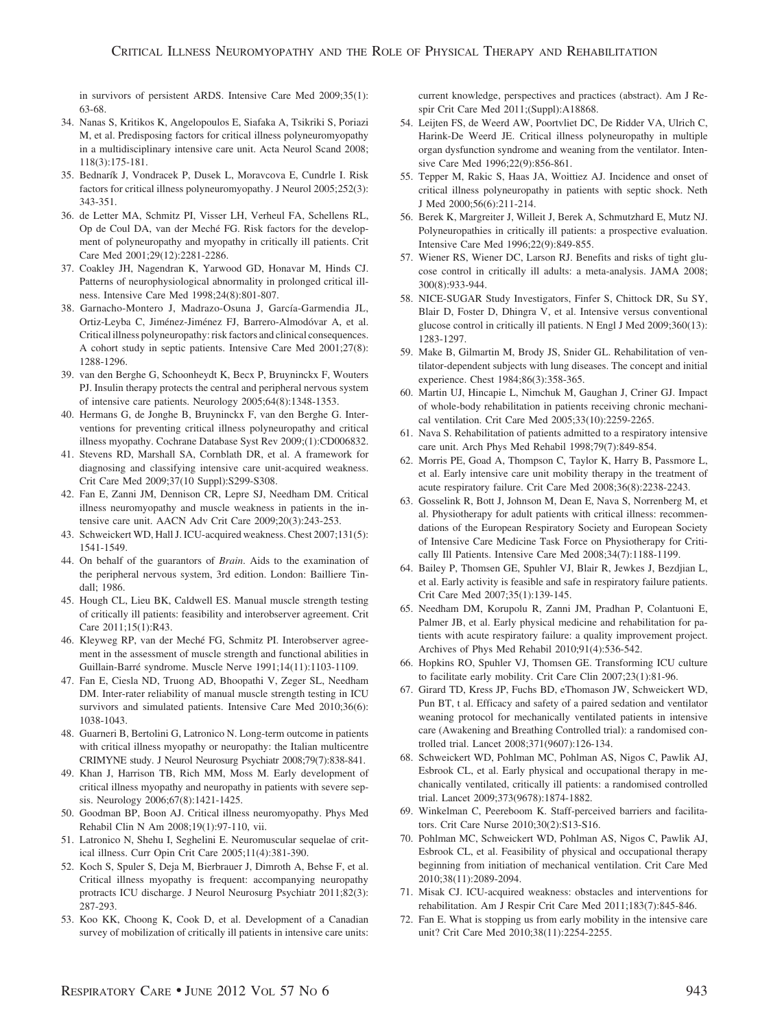in survivors of persistent ARDS. Intensive Care Med 2009;35(1): 63-68.

34. Nanas S, Kritikos K, Angelopoulos E, Siafaka A, Tsikriki S, Poriazi M, et al. Predisposing factors for critical illness polyneuromyopathy in a multidisciplinary intensive care unit. Acta Neurol Scand 2008; 118(3):175-181.
35. Bednarík J, Vondracek P, Dusek L, Moravcova E, Cundrle I. Risk factors for critical illness polyneuromyopathy. J Neurol 2005;252(3): 343-351.
36. de Letter MA, Schmitz PI, Visser LH, Verheul FA, Schellens RL, Op de Coul DA, van der Meché FG. Risk factors for the development of polyneuropathy and myopathy in critically ill patients. Crit Care Med 2001;29(12):2281-2286.
37. Coakley JH, Nagendran K, Yarwood GD, Honavar M, Hinds CJ. Patterns of neurophysiological abnormality in prolonged critical illness. Intensive Care Med 1998;24(8):801-807.
38. Garnacho-Montero J, Madrazo-Osuna J, García-Garmendia JL, Ortiz-Leyba C, Jiménez-Jiménez FJ, Barrero-Almodóvar A, et al. Critical illness polyneuropathy: risk factors and clinical consequences. A cohort study in septic patients. Intensive Care Med 2001;27(8): 1288-1296.
39. van den Berghe G, Schoonheydt K, Becx P, Bruyninckx F, Wouters PJ. Insulin therapy protects the central and peripheral nervous system of intensive care patients. Neurology 2005;64(8):1348-1353.
40. Hermans G, de Jonghe B, Bruyninckx F, van den Berghe G. Interventions for preventing critical illness polyneuropathy and critical illness myopathy. Cochrane Database Syst Rev 2009;(1):CD006832.
41. Stevens RD, Marshall SA, Cornblath DR, et al. A framework for diagnosing and classifying intensive care unit-acquired weakness. Crit Care Med 2009;37(10 Suppl):S299-S308.
42. Fan E, Zanni JM, Dennison CR, Lepre SJ, Needham DM. Critical illness neuromyopathy and muscle weakness in patients in the intensive care unit. AACN Adv Crit Care 2009;20(3):243-253.
43. Schweickert WD, Hall J. ICU-acquired weakness. Chest 2007;131(5): 1541-1549.
44. On behalf of the guarantors of *Brain*. Aids to the examination of the peripheral nervous system, 3rd edition. London: Bailliere Tindall; 1986.
45. Hough CL, Lieu BK, Caldwell ES. Manual muscle strength testing of critically ill patients: feasibility and interobserver agreement. Crit Care 2011;15(1):R43.
46. Kleyweg RP, van der Meché FG, Schmitz PI. Interobserver agreement in the assessment of muscle strength and functional abilities in Guillain-Barré syndrome. Muscle Nerve 1991;14(11):1103-1109.
47. Fan E, Ciesla ND, Truong AD, Bhoopathi V, Zeger SL, Needham DM. Inter-rater reliability of manual muscle strength testing in ICU survivors and simulated patients. Intensive Care Med 2010;36(6): 1038-1043.
48. Guarneri B, Bertolini G, Latronico N. Long-term outcome in patients with critical illness myopathy or neuropathy: the Italian multicentre CRIMYNE study. J Neurol Neurosurg Psychiatr 2008;79(7):838-841.
49. Khan J, Harrison TB, Rich MM, Moss M. Early development of critical illness myopathy and neuropathy in patients with severe sepsis. Neurology 2006;67(8):1421-1425.
50. Goodman BP, Boon AJ. Critical illness neuromyopathy. Phys Med Rehabil Clin N Am 2008;19(1):97-110, vii.
51. Latronico N, Shehu I, Seghelini E. Neuromuscular sequelae of critical illness. Curr Opin Crit Care 2005;11(4):381-390.
52. Koch S, Spuler S, Deja M, Bierbrauer J, Dimroth A, Behse F, et al. Critical illness myopathy is frequent: accompanying neuropathy protracts ICU discharge. J Neurol Neurosurg Psychiatr 2011;82(3): 287-293.
53. Koo KK, Choong K, Cook D, et al. Development of a Canadian survey of mobilization of critically ill patients in intensive care units: current knowledge, perspectives and practices (abstract). Am J Respir Crit Care Med 2011;(Suppl):A18868.
54. Leijten FS, de Weerd AW, Poortvliet DC, De Ridder VA, Ulrich C, Harink-De Weerd JE. Critical illness polyneuropathy in multiple organ dysfunction syndrome and weaning from the ventilator. Intensive Care Med 1996;22(9):856-861.
55. Tepper M, Rakic S, Haas JA, Woittiez AJ. Incidence and onset of critical illness polyneuropathy in patients with septic shock. Neth J Med 2000;56(6):211-214.
56. Berek K, Margreiter J, Willeit J, Berek A, Schmutzhard E, Mutz NJ. Polyneuropathies in critically ill patients: a prospective evaluation. Intensive Care Med 1996;22(9):849-855.
57. Wiener RS, Wiener DC, Larson RJ. Benefits and risks of tight glucose control in critically ill adults: a meta-analysis. JAMA 2008; 300(8):933-944.
58. NICE-SUGAR Study Investigators, Finfer S, Chittock DR, Su SY, Blair D, Foster D, Dhingra V, et al. Intensive versus conventional glucose control in critically ill patients. N Engl J Med 2009;360(13): 1283-1297.
59. Make B, Gilmartin M, Brody JS, Snider GL. Rehabilitation of ventilator-dependent subjects with lung diseases. The concept and initial experience. Chest 1984;86(3):358-365.
60. Martin UJ, Hincapie L, Nimchuk M, Gaughan J, Criner GJ. Impact of whole-body rehabilitation in patients receiving chronic mechanical ventilation. Crit Care Med 2005;33(10):2259-2265.
61. Nava S. Rehabilitation of patients admitted to a respiratory intensive care unit. Arch Phys Med Rehabil 1998;79(7):849-854.
62. Morris PE, Goad A, Thompson C, Taylor K, Harry B, Passmore L, et al. Early intensive care unit mobility therapy in the treatment of acute respiratory failure. Crit Care Med 2008;36(8):2238-2243.
63. Gosselink R, Bott J, Johnson M, Dean E, Nava S, Norrenberg M, et al. Physiotherapy for adult patients with critical illness: recommendations of the European Respiratory Society and European Society of Intensive Care Medicine Task Force on Physiotherapy for Critically Ill Patients. Intensive Care Med 2008;34(7):1188-1199.
64. Bailey P, Thomsen GE, Spuhler VJ, Blair R, Jewkes J, Bezdjian L, et al. Early activity is feasible and safe in respiratory failure patients. Crit Care Med 2007;35(1):139-145.
65. Needham DM, Korupolu R, Zanni JM, Pradhan P, Colantuoni E, Palmer JB, et al. Early physical medicine and rehabilitation for patients with acute respiratory failure: a quality improvement project. Archives of Phys Med Rehabil 2010;91(4):536-542.
66. Hopkins RO, Spuhler VJ, Thomsen GE. Transforming ICU culture to facilitate early mobility. Crit Care Clin 2007;23(1):81-96.
67. Girard TD, Kress JP, Fuchs BD, eThomason JW, Schweickert WD, Pun BT, t al. Efficacy and safety of a paired sedation and ventilator weaning protocol for mechanically ventilated patients in intensive care (Awakening and Breathing Controlled trial): a randomised controlled trial. Lancet 2008;371(9607):126-134.
68. Schweickert WD, Pohlman MC, Pohlman AS, Nigos C, Pawlik AJ, Esbrook CL, et al. Early physical and occupational therapy in mechanically ventilated, critically ill patients: a randomised controlled trial. Lancet 2009;373(9678):1874-1882.
69. Winkelman C, Peereboom K. Staff-perceived barriers and facilitators. Crit Care Nurse 2010;30(2):S13-S16.
70. Pohlman MC, Schweickert WD, Pohlman AS, Nigos C, Pawlik AJ, Esbrook CL, et al. Feasibility of physical and occupational therapy beginning from initiation of mechanical ventilation. Crit Care Med 2010;38(11):2089-2094.
71. Misak CJ. ICU-acquired weakness: obstacles and interventions for rehabilitation. Am J Respir Crit Care Med 2011;183(7):845-846.
72. Fan E. What is stopping us from early mobility in the intensive care unit? Crit Care Med 2010;38(11):2254-2255.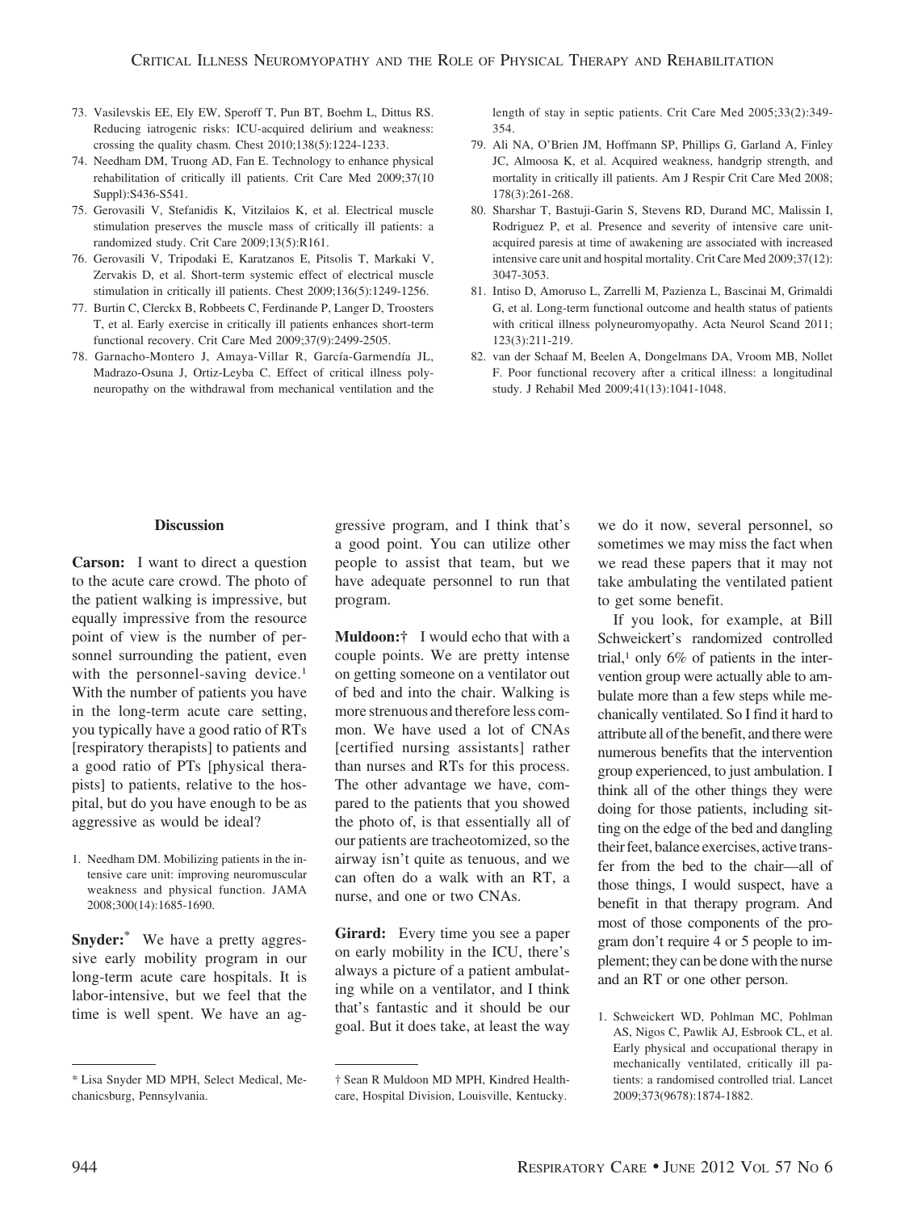73. Vasilevskis EE, Ely EW, Speroff T, Pun BT, Boehm L, Dittus RS. Reducing iatrogenic risks: ICU-acquired delirium and weakness: crossing the quality chasm. Chest 2010;138(5):1224-1233.
74. Needham DM, Truong AD, Fan E. Technology to enhance physical rehabilitation of critically ill patients. Crit Care Med 2009;37(10 Suppl):S436-S541.
75. Gerovasili V, Stefanidis K, Vitzilaios K, et al. Electrical muscle stimulation preserves the muscle mass of critically ill patients: a randomized study. Crit Care 2009;13(5):R161.
76. Gerovasili V, Tripodaki E, Karatzanos E, Pitsolis T, Markaki V, Zervakis D, et al. Short-term systemic effect of electrical muscle stimulation in critically ill patients. Chest 2009;136(5):1249-1256.
77. Burtin C, Clerckx B, Robbeets C, Ferdinande P, Langer D, Troosters T, et al. Early exercise in critically ill patients enhances short-term functional recovery. Crit Care Med 2009;37(9):2499-2505.
78. Garnacho-Montero J, Amaya-Villar R, García-Garmendía JL, Madrazo-Osuna J, Ortiz-Leyba C. Effect of critical illness polyneuropathy on the withdrawal from mechanical ventilation and the length of stay in septic patients. Crit Care Med 2005;33(2):349-354.
79. Ali NA, O'Brien JM, Hoffmann SP, Phillips G, Garland A, Finley JC, Almoosa K, et al. Acquired weakness, handgrip strength, and mortality in critically ill patients. Am J Respir Crit Care Med 2008;178(3):261-268.
80. Sharshar T, Bastuji-Garin S, Stevens RD, Durand MC, Malissin I, Rodriguez P, et al. Presence and severity of intensive care unit-acquired paresis at time of awakening are associated with increased intensive care unit and hospital mortality. Crit Care Med 2009;37(12):3047-3053.
81. Intiso D, Amoruso L, Zarrelli M, Pazienza L, Bascinai M, Grimaldi G, et al. Long-term functional outcome and health status of patients with critical illness polyneuromyopathy. Acta Neurol Scand 2011;123(3):211-219.
82. van der Schaaf M, Beelen A, Dongelmans DA, Vroom MB, Nollet F. Poor functional recovery after a critical illness: a longitudinal study. J Rehabil Med 2009;41(13):1041-1048.

### Discussion

**Carson:** I want to direct a question to the acute care crowd. The photo of the patient walking is impressive, but equally impressive from the resource point of view is the number of personnel surrounding the patient, even with the personnel-saving device.[1] With the number of patients you have in the long-term acute care setting, you typically have a good ratio of RTs [respiratory therapists] to patients and a good ratio of PTs [physical therapists] to patients, relative to the hospital, but do you have enough to be as aggressive as would be ideal?

1. Needham DM. Mobilizing patients in the intensive care unit: improving neuromuscular weakness and physical function. JAMA 2008;300(14):1685-1690.

**Snyder:**[*] We have a pretty aggressive early mobility program in our long-term acute care hospitals. It is labor-intensive, but we feel that the time is well spent. We have an aggressive program, and I think that's a good point. You can utilize other people to assist that team, but we have adequate personnel to run that program.

\* Lisa Snyder MD MPH, Select Medical, Mechanicsburg, Pennsylvania.

**Muldoon:**[†] I would echo that with a couple points. We are pretty intense on getting someone on a ventilator out of bed and into the chair. Walking is more strenuous and therefore less common. We have used a lot of CNAs [certified nursing assistants] rather than nurses and RTs for this process. The other advantage we have, compared to the patients that you showed the photo of, is that essentially all of our patients are tracheotomized, so the airway isn't quite as tenuous, and we can often do a walk with an RT, a nurse, and one or two CNAs.

† Sean R Muldoon MD MPH, Kindred Healthcare, Hospital Division, Louisville, Kentucky.

**Girard:** Every time you see a paper on early mobility in the ICU, there's always a picture of a patient ambulating while on a ventilator, and I think that's fantastic and it should be our goal. But it does take, at least the way we do it now, several personnel, so sometimes we may miss the fact when we read these papers that it may not take ambulating the ventilated patient to get some benefit.

If you look, for example, at Bill Schweickert's randomized controlled trial,[1] only 6% of patients in the intervention group were actually able to ambulate more than a few steps while mechanically ventilated. So I find it hard to attribute all of the benefit, and there were numerous benefits that the intervention group experienced, to just ambulation. I think all of the other things they were doing for those patients, including sitting on the edge of the bed and dangling their feet, balance exercises, active transfer from the bed to the chair—all of those things, I would suspect, have a benefit in that therapy program. And most of those components of the program don't require 4 or 5 people to implement; they can be done with the nurse and an RT or one other person.

1. Schweickert WD, Pohlman MC, Pohlman AS, Nigos C, Pawlik AJ, Esbrook CL, et al. Early physical and occupational therapy in mechanically ventilated, critically ill patients: a randomised controlled trial. Lancet 2009;373(9678):1874-1882.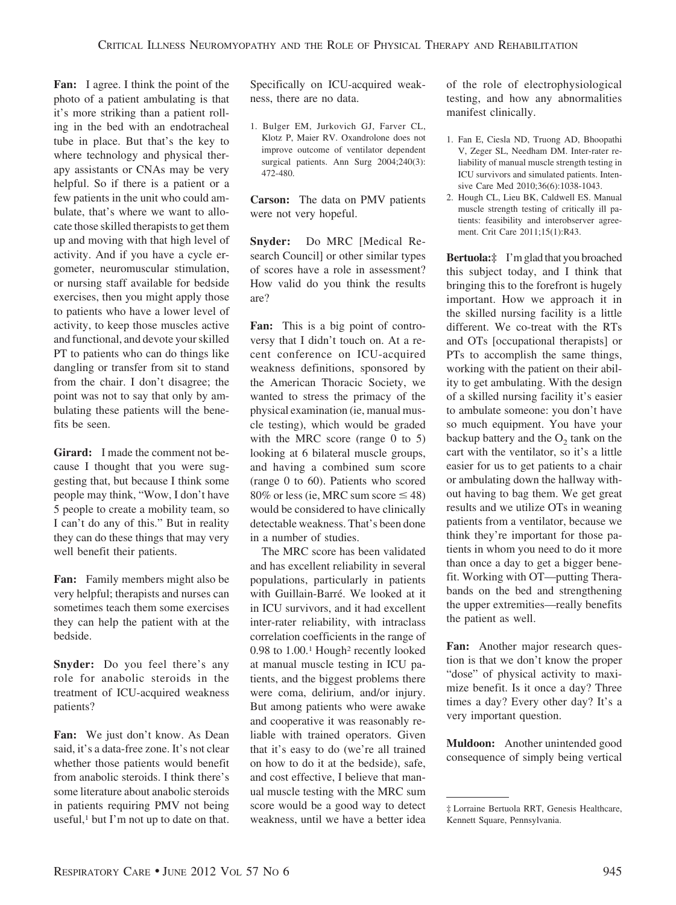**Fan:** I agree. I think the point of the photo of a patient ambulating is that it's more striking than a patient rolling in the bed with an endotracheal tube in place. But that's the key to where technology and physical therapy assistants or CNAs may be very helpful. So if there is a patient or a few patients in the unit who could ambulate, that's where we want to allocate those skilled therapists to get them up and moving with that high level of activity. And if you have a cycle ergometer, neuromuscular stimulation, or nursing staff available for bedside exercises, then you might apply those to patients who have a lower level of activity, to keep those muscles active and functional, and devote your skilled PT to patients who can do things like dangling or transfer from sit to stand from the chair. I don't disagree; the point was not to say that only by ambulating these patients will the benefits be seen.

**Girard:** I made the comment not because I thought that you were suggesting that, but because I think some people may think, "Wow, I don't have 5 people to create a mobility team, so I can't do any of this." But in reality they can do these things that may very well benefit their patients.

**Fan:** Family members might also be very helpful; therapists and nurses can sometimes teach them some exercises they can help the patient with at the bedside.

**Snyder:** Do you feel there's any role for anabolic steroids in the treatment of ICU-acquired weakness patients?

**Fan:** We just don't know. As Dean said, it's a data-free zone. It's not clear whether those patients would benefit from anabolic steroids. I think there's some literature about anabolic steroids in patients requiring PMV not being useful,[1] but I'm not up to date on that. Specifically on ICU-acquired weakness, there are no data.

1. Bulger EM, Jurkovich GJ, Farver CL, Klotz P, Maier RV. Oxandrolone does not improve outcome of ventilator dependent surgical patients. Ann Surg 2004;240(3): 472-480.

**Carson:** The data on PMV patients were not very hopeful.

**Snyder:** Do MRC [Medical Research Council] or other similar types of scores have a role in assessment? How valid do you think the results are?

**Fan:** This is a big point of controversy that I didn't touch on. At a recent conference on ICU-acquired weakness definitions, sponsored by the American Thoracic Society, we wanted to stress the primacy of the physical examination (ie, manual muscle testing), which would be graded with the MRC score (range 0 to 5) looking at 6 bilateral muscle groups, and having a combined sum score (range 0 to 60). Patients who scored 80% or less (ie, MRC sum score $\leq 48$) would be considered to have clinically detectable weakness. That's been done in a number of studies.

The MRC score has been validated and has excellent reliability in several populations, particularly in patients with Guillain-Barré. We looked at it in ICU survivors, and it had excellent inter-rater reliability, with intraclass correlation coefficients in the range of 0.98 to 1.00.[1] Hough[2] recently looked at manual muscle testing in ICU patients, and the biggest problems there were coma, delirium, and/or injury. But among patients who were awake and cooperative it was reasonably reliable with trained operators. Given that it's easy to do (we're all trained on how to do it at the bedside), safe, and cost effective, I believe that manual muscle testing with the MRC sum score would be a good way to detect weakness, until we have a better idea of the role of electrophysiological testing, and how any abnormalities manifest clinically.

1. Fan E, Ciesla ND, Truong AD, Bhoopathi V, Zeger SL, Needham DM. Inter-rater reliability of manual muscle strength testing in ICU survivors and simulated patients. Intensive Care Med 2010;36(6):1038-1043.
2. Hough CL, Lieu BK, Caldwell ES. Manual muscle strength testing of critically ill patients: feasibility and interobserver agreement. Crit Care 2011;15(1):R43.

**Bertuola:**‡ I'm glad that you broached this subject today, and I think that bringing this to the forefront is hugely important. How we approach it in the skilled nursing facility is a little different. We co-treat with the RTs and OTs [occupational therapists] or PTs to accomplish the same things, working with the patient on their ability to get ambulating. With the design of a skilled nursing facility it's easier to ambulate someone: you don't have so much equipment. You have your backup battery and the $O_2$ tank on the cart with the ventilator, so it's a little easier for us to get patients to a chair or ambulating down the hallway without having to bag them. We get great results and we utilize OTs in weaning patients from a ventilator, because we think they're important for those patients in whom you need to do it more than once a day to get a bigger benefit. Working with OT—putting Therabands on the bed and strengthening the upper extremities—really benefits the patient as well.

**Fan:** Another major research question is that we don't know the proper "dose" of physical activity to maximize benefit. Is it once a day? Three times a day? Every other day? It's a very important question.

**Muldoon:** Another unintended good consequence of simply being vertical

‡ Lorraine Bertuola RRT, Genesis Healthcare, Kennett Square, Pennsylvania.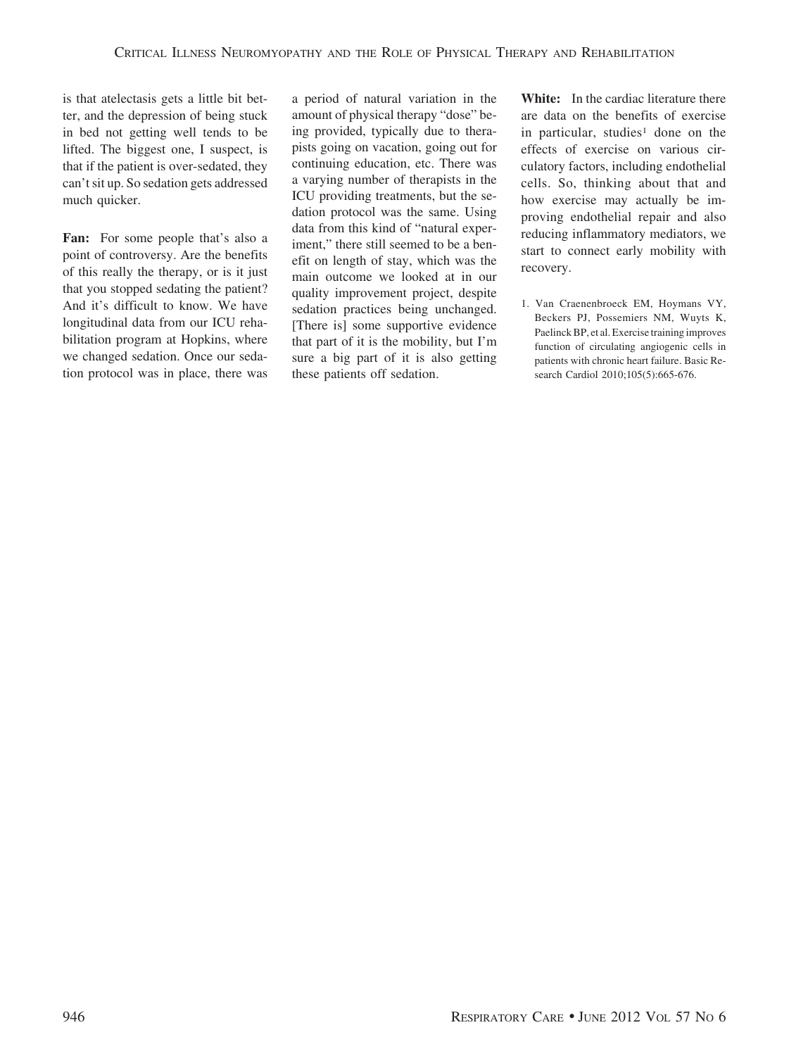is that atelectasis gets a little bit better, and the depression of being stuck in bed not getting well tends to be lifted. The biggest one, I suspect, is that if the patient is over-sedated, they can't sit up. So sedation gets addressed much quicker.

**Fan:** For some people that's also a point of controversy. Are the benefits of this really the therapy, or is it just that you stopped sedating the patient? And it's difficult to know. We have longitudinal data from our ICU rehabilitation program at Hopkins, where we changed sedation. Once our sedation protocol was in place, there was a period of natural variation in the amount of physical therapy "dose" being provided, typically due to therapists going on vacation, going out for continuing education, etc. There was a varying number of therapists in the ICU providing treatments, but the sedation protocol was the same. Using data from this kind of "natural experiment," there still seemed to be a benefit on length of stay, which was the main outcome we looked at in our quality improvement project, despite sedation practices being unchanged. [There is] some supportive evidence that part of it is the mobility, but I'm sure a big part of it is also getting these patients off sedation.

**White:** In the cardiac literature there are data on the benefits of exercise in particular, studies[1] done on the effects of exercise on various circulatory factors, including endothelial cells. So, thinking about that and how exercise may actually be improving endothelial repair and also reducing inflammatory mediators, we start to connect early mobility with recovery.

1. Van Craenenbroeck EM, Hoymans VY, Beckers PJ, Possemiers NM, Wuyts K, Paelinck BP, et al. Exercise training improves function of circulating angiogenic cells in patients with chronic heart failure. Basic Research Cardiol 2010;105(5):665-676.